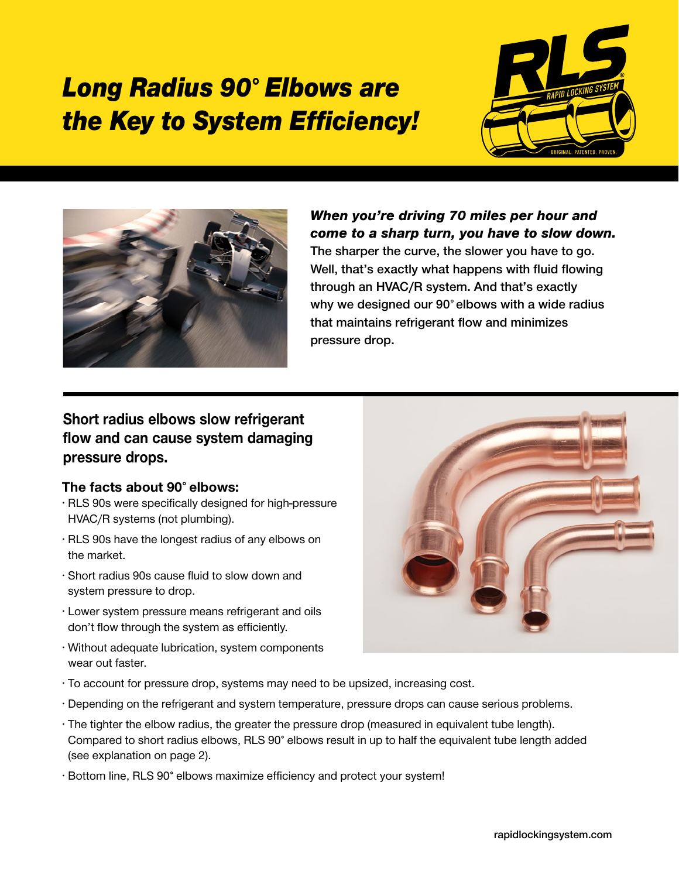# *Long Radius 90° Elbows are the Key to System Efficiency!*

RLS® RAPID LOCKING SYSTEM ORIGINAL. PATENTED. PROVEN.

***When you're driving 70 miles per hour and come to a sharp turn, you have to slow down.*** The sharper the curve, the slower you have to go. Well, that's exactly what happens with fluid flowing through an HVAC/R system. And that's exactly why we designed our 90° elbows with a wide radius that maintains refrigerant flow and minimizes pressure drop.

## Short radius elbows slow refrigerant flow and can cause system damaging pressure drops.

### The facts about 90° elbows:

- RLS 90s were specifically designed for high-pressure HVAC/R systems (not plumbing).
- RLS 90s have the longest radius of any elbows on the market.
- Short radius 90s cause fluid to slow down and system pressure to drop.
- Lower system pressure means refrigerant and oils don't flow through the system as efficiently.
- Without adequate lubrication, system components wear out faster.
- To account for pressure drop, systems may need to be upsized, increasing cost.
- Depending on the refrigerant and system temperature, pressure drops can cause serious problems.
- The tighter the elbow radius, the greater the pressure drop (measured in equivalent tube length). Compared to short radius elbows, RLS 90° elbows result in up to half the equivalent tube length added (see explanation on page 2).
- Bottom line, RLS 90° elbows maximize efficiency and protect your system!

rapidlockingsystem.com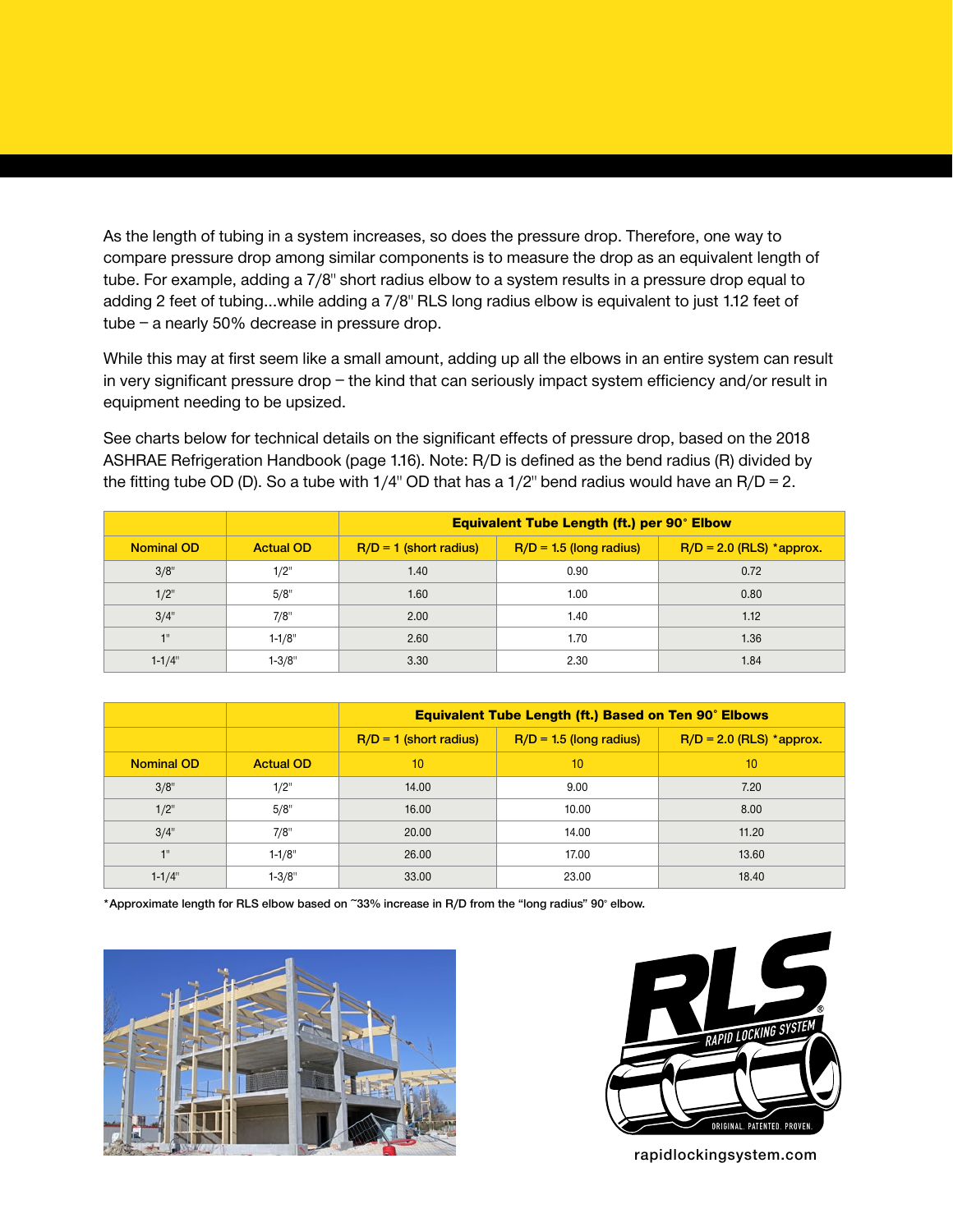As the length of tubing in a system increases, so does the pressure drop. Therefore, one way to compare pressure drop among similar components is to measure the drop as an equivalent length of tube. For example, adding a 7/8" short radius elbow to a system results in a pressure drop equal to adding 2 feet of tubing...while adding a 7/8" RLS long radius elbow is equivalent to just 1.12 feet of tube – a nearly 50% decrease in pressure drop.

While this may at first seem like a small amount, adding up all the elbows in an entire system can result in very significant pressure drop – the kind that can seriously impact system efficiency and/or result in equipment needing to be upsized.

See charts below for technical details on the significant effects of pressure drop, based on the 2018 ASHRAE Refrigeration Handbook (page 1.16). Note: R/D is defined as the bend radius (R) divided by the fitting tube OD (D). So a tube with 1/4" OD that has a 1/2" bend radius would have an R/D = 2.

| | | **Equivalent Tube Length (ft.) per 90° Elbow** | | |
|---|---|---|---|---|
| Nominal OD | Actual OD | R/D = 1 (short radius) | R/D = 1.5 (long radius) | R/D = 2.0 (RLS) *approx. |
| 3/8" | 1/2" | 1.40 | 0.90 | 0.72 |
| 1/2" | 5/8" | 1.60 | 1.00 | 0.80 |
| 3/4" | 7/8" | 2.00 | 1.40 | 1.12 |
| 1" | 1-1/8" | 2.60 | 1.70 | 1.36 |
| 1-1/4" | 1-3/8" | 3.30 | 2.30 | 1.84 |

| | | **Equivalent Tube Length (ft.) Based on Ten 90° Elbows** | | |
|---|---|---|---|---|
| | | R/D = 1 (short radius) | R/D = 1.5 (long radius) | R/D = 2.0 (RLS) *approx. |
| Nominal OD | Actual OD | 10 | 10 | 10 |
| 3/8" | 1/2" | 14.00 | 9.00 | 7.20 |
| 1/2" | 5/8" | 16.00 | 10.00 | 8.00 |
| 3/4" | 7/8" | 20.00 | 14.00 | 11.20 |
| 1" | 1-1/8" | 26.00 | 17.00 | 13.60 |
| 1-1/4" | 1-3/8" | 33.00 | 23.00 | 18.40 |

*Approximate length for RLS elbow based on ~33% increase in R/D from the "long radius" 90° elbow.

RLS® RAPID LOCKING SYSTEM

ORIGINAL. PATENTED. PROVEN.

rapidlockingsystem.com